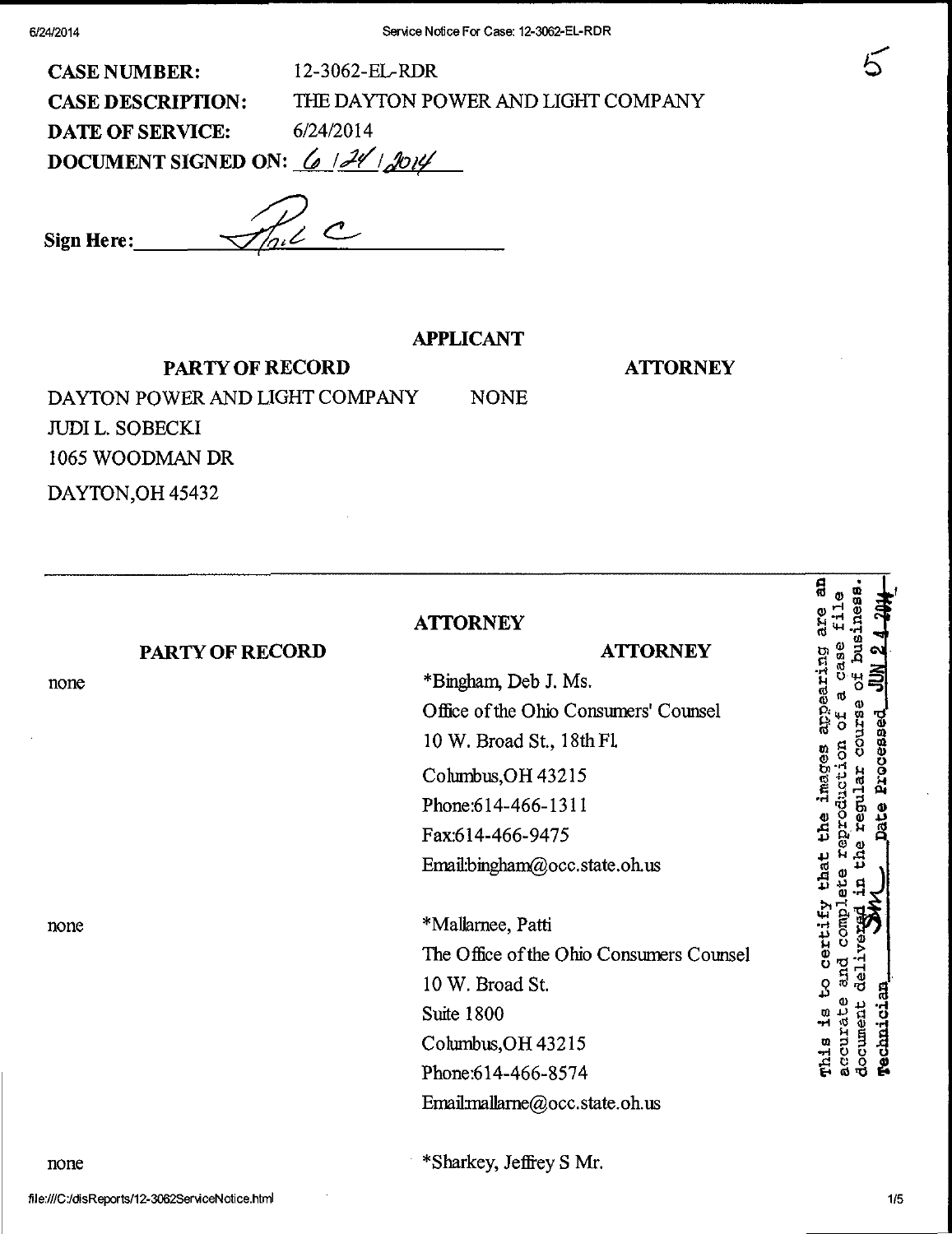| | |
|---|---|
| **CASE NUMBER:** | 12-3062-EL-RDR |
| **CASE DESCRIPTION:** | THE DAYTON POWER AND LIGHT COMPANY |
| **DATE OF SERVICE:** | 6/24/2014 |
| **DOCUMENT SIGNED ON:** | 6/24/2014 |

**Sign Here:** ______________________

**APPLICANT**

| PARTY OF RECORD | ATTORNEY |
|---|---|
| DAYTON POWER AND LIGHT COMPANY<br>JUDI L. SOBECKI<br>1065 WOODMAN DR<br>DAYTON,OH 45432 | NONE |

---

**ATTORNEY**

| PARTY OF RECORD | ATTORNEY |
|---|---|
| none | *Bingham, Deb J. Ms.<br>Office of the Ohio Consumers' Counsel<br>10 W. Broad St., 18th Fl.<br>Columbus,OH 43215<br>Phone:614-466-1311<br>Fax:614-466-9475<br>Email:bingham@occ.state.oh.us |
| none | *Mallarnee, Patti<br>The Office of the Ohio Consumers Counsel<br>10 W. Broad St.<br>Suite 1800<br>Columbus,OH 43215<br>Phone:614-466-8574<br>Email:mallarne@occ.state.oh.us |
| none | *Sharkey, Jeffrey S Mr. |

This is to certify that the images appearing are an accurate and complete reproduction of a case file document delivered in the regular course of business. Technician SM Date Processed JUN 24 2014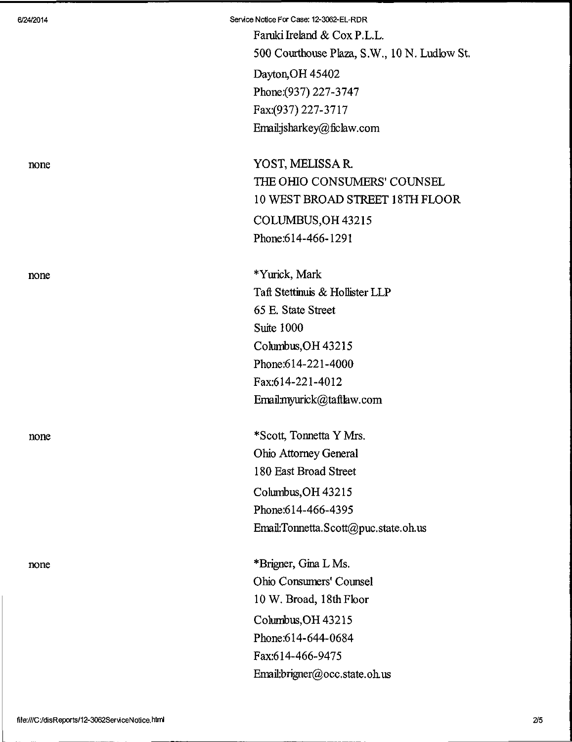Faruki Ireland & Cox P.L.L.
500 Courthouse Plaza, S.W., 10 N. Ludlow St.
Dayton,OH 45402
Phone:(937) 227-3747
Fax:(937) 227-3717
Email:jsharkey@ficlaw.com

| | |
|---|---|
| none | YOST, MELISSA R.<br>THE OHIO CONSUMERS' COUNSEL<br>10 WEST BROAD STREET 18TH FLOOR<br>COLUMBUS,OH 43215<br>Phone:614-466-1291 |
| none | *Yurick, Mark<br>Taft Stettinuis & Hollister LLP<br>65 E. State Street<br>Suite 1000<br>Columbus,OH 43215<br>Phone:614-221-4000<br>Fax:614-221-4012<br>Email:myurick@taftlaw.com |
| none | *Scott, Tonnetta Y Mrs.<br>Ohio Attorney General<br>180 East Broad Street<br>Columbus,OH 43215<br>Phone:614-466-4395<br>Email:Tonnetta.Scott@puc.state.oh.us |
| none | *Brigner, Gina L Ms.<br>Ohio Consumers' Counsel<br>10 W. Broad, 18th Floor<br>Columbus,OH 43215<br>Phone:614-644-0684<br>Fax:614-466-9475<br>Email:brigner@occ.state.oh.us |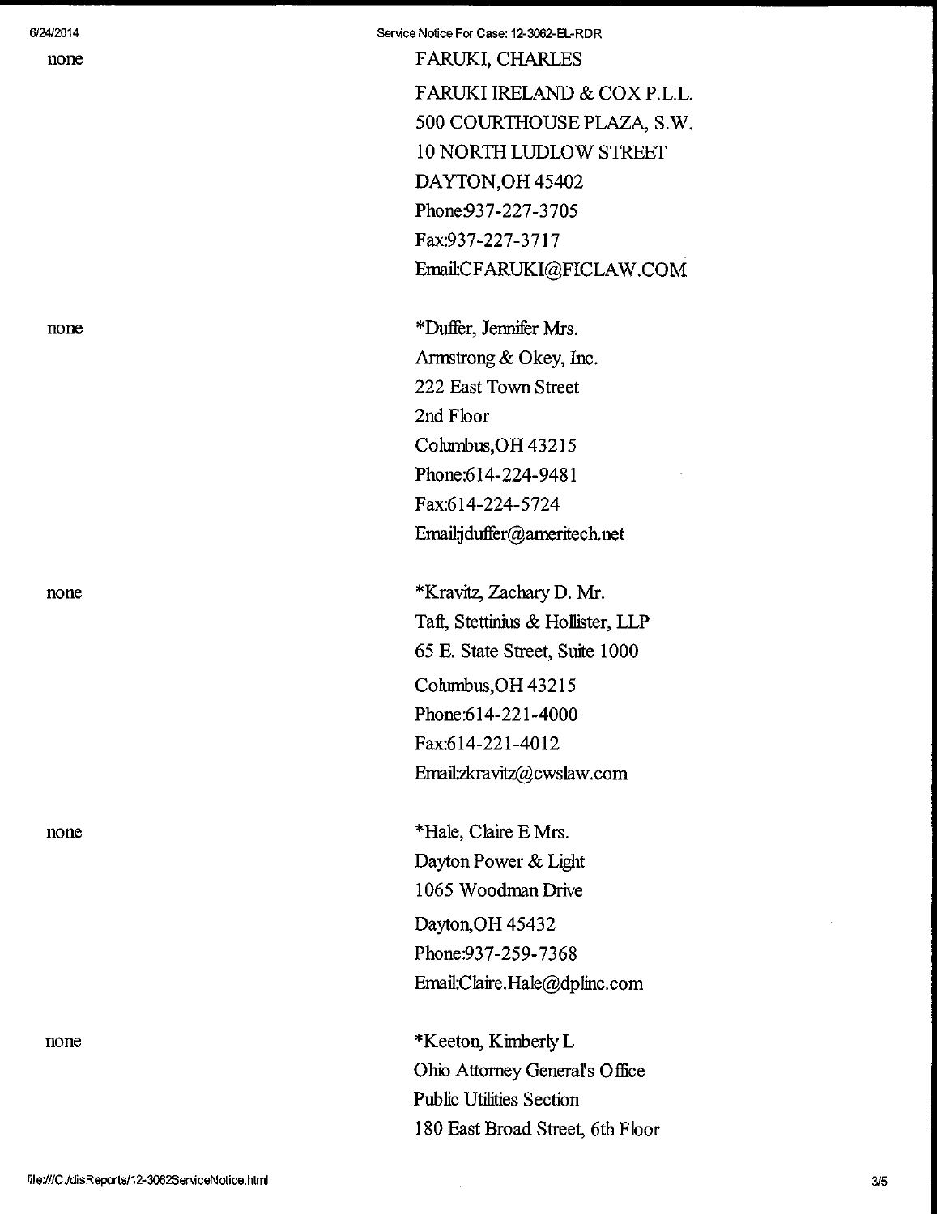| | |
|---|---|
| none | FARUKI, CHARLES<br>FARUKI IRELAND & COX P.L.L.<br>500 COURTHOUSE PLAZA, S.W.<br>10 NORTH LUDLOW STREET<br>DAYTON,OH 45402<br>Phone:937-227-3705<br>Fax:937-227-3717<br>Email:CFARUKI@FICLAW.COM |
| none | *Duffer, Jennifer Mrs.<br>Armstrong & Okey, Inc.<br>222 East Town Street<br>2nd Floor<br>Columbus,OH 43215<br>Phone:614-224-9481<br>Fax:614-224-5724<br>Email:jduffer@ameritech.net |
| none | *Kravitz, Zachary D. Mr.<br>Taft, Stettinius & Hollister, LLP<br>65 E. State Street, Suite 1000<br>Columbus,OH 43215<br>Phone:614-221-4000<br>Fax:614-221-4012<br>Email:zkravitz@cwslaw.com |
| none | *Hale, Claire E Mrs.<br>Dayton Power & Light<br>1065 Woodman Drive<br>Dayton,OH 45432<br>Phone:937-259-7368<br>Email:Claire.Hale@dplinc.com |
| none | *Keeton, Kimberly L<br>Ohio Attorney General's Office<br>Public Utilities Section<br>180 East Broad Street, 6th Floor |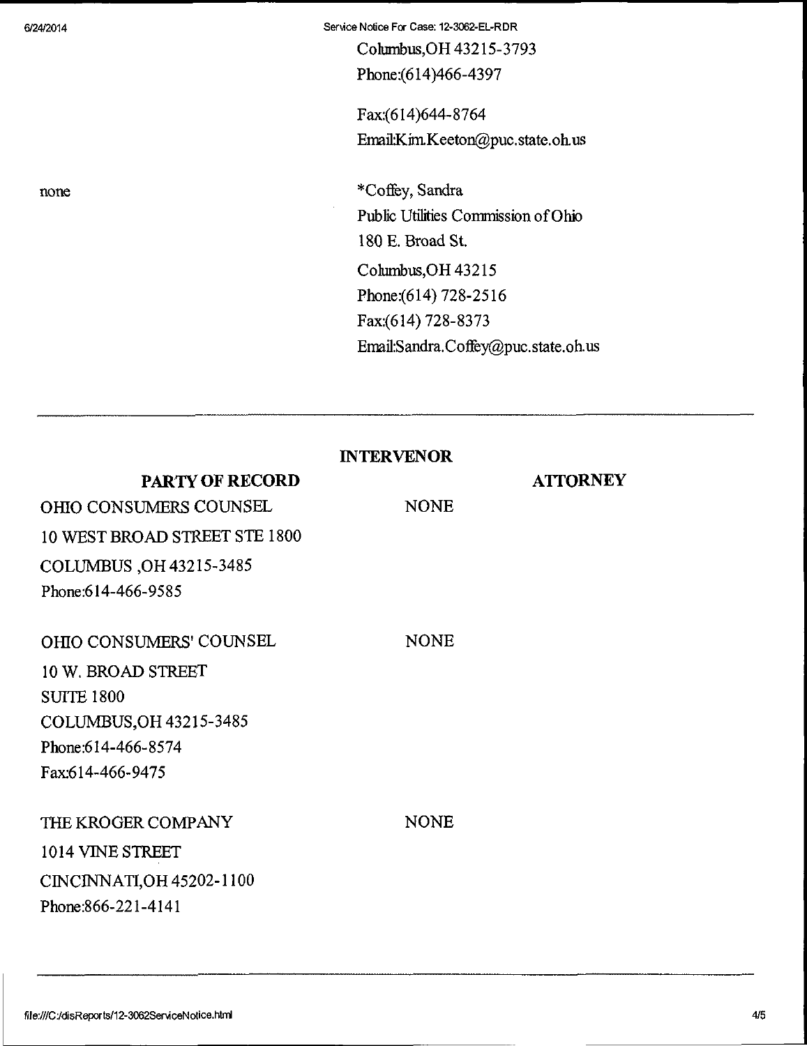| | |
|---|---|
| | Columbus,OH 43215-3793<br>Phone:(614)466-4397<br>Fax:(614)644-8764<br>Email:Kim.Keeton@puc.state.oh.us |
| none | *Coffey, Sandra<br>Public Utilities Commission of Ohio<br>180 E. Broad St.<br>Columbus,OH 43215<br>Phone:(614) 728-2516<br>Fax:(614) 728-8373<br>Email:Sandra.Coffey@puc.state.oh.us |

**INTERVENOR**

| **PARTY OF RECORD** | **ATTORNEY** |
|---|---|
| OHIO CONSUMERS COUNSEL<br>10 WEST BROAD STREET STE 1800<br>COLUMBUS ,OH 43215-3485<br>Phone:614-466-9585 | NONE |
| OHIO CONSUMERS' COUNSEL<br>10 W. BROAD STREET<br>SUITE 1800<br>COLUMBUS,OH 43215-3485<br>Phone:614-466-8574<br>Fax:614-466-9475 | NONE |
| THE KROGER COMPANY<br>1014 VINE STREET<br>CINCINNATI,OH 45202-1100<br>Phone:866-221-4141 | NONE |